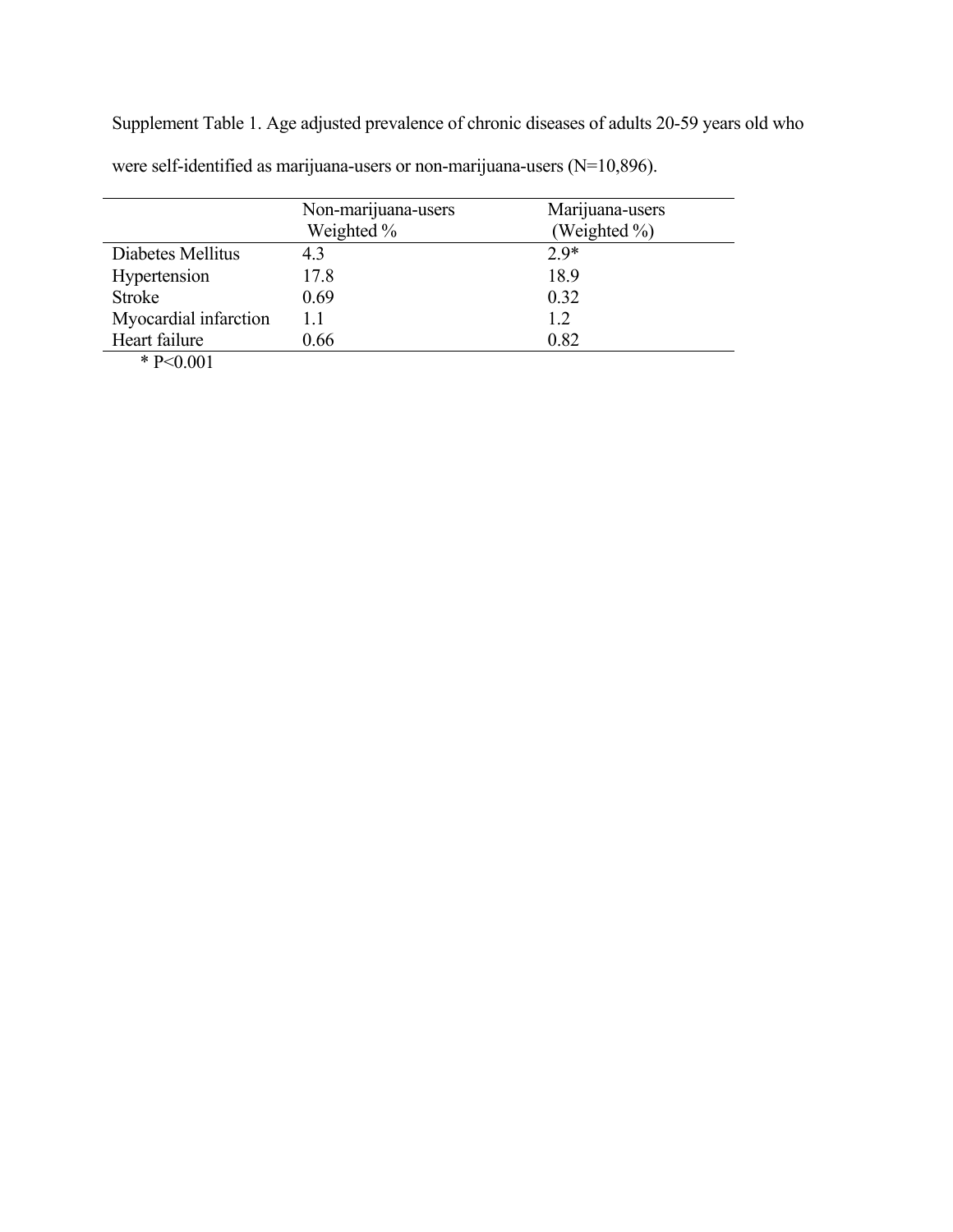Supplement Table 1. Age adjusted prevalence of chronic diseases of adults 20-59 years old who were self-identified as marijuana-users or non-marijuana-users (N=10,896).

| | Non-marijuana-users Weighted % | Marijuana-users (Weighted %) |
|---|---|---|
| Diabetes Mellitus | 4.3 | 2.9* |
| Hypertension | 17.8 | 18.9 |
| Stroke | 0.69 | 0.32 |
| Myocardial infarction | 1.1 | 1.2 |
| Heart failure | 0.66 | 0.82 |

* P<0.001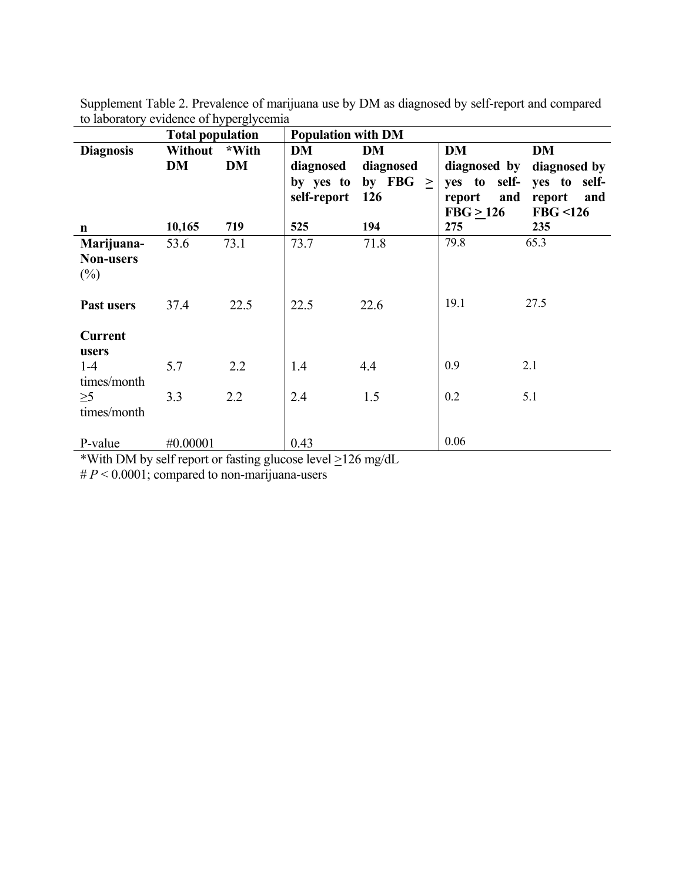Supplement Table 2. Prevalence of marijuana use by DM as diagnosed by self-report and compared to laboratory evidence of hyperglycemia

| | Total population | | Population with DM | | | |
|---|---|---|---|---|---|---|
| **Diagnosis** | **Without DM** | ***With DM** | **DM diagnosed by yes to self-report** | **DM diagnosed by FBG ≥ 126** | **DM diagnosed by yes to self-report and FBG ≥ 126** | **DM diagnosed by yes to self-report and FBG <126** |
| **n** | **10,165** | **719** | **525** | **194** | **275** | **235** |
| **Marijuana-Non-users** (%) | 53.6 | 73.1 | 73.7 | 71.8 | 79.8 | 65.3 |
| **Past users** | 37.4 | 22.5 | 22.5 | 22.6 | 19.1 | 27.5 |
| **Current users** | | | | | | |
| 1-4 times/month | 5.7 | 2.2 | 1.4 | 4.4 | 0.9 | 2.1 |
| ≥5 times/month | 3.3 | 2.2 | 2.4 | 1.5 | 0.2 | 5.1 |
| P-value | #0.00001 | | 0.43 | | 0.06 | |

*With DM by self report or fasting glucose level ≥126 mg/dL

# $P < 0.0001$; compared to non-marijuana-users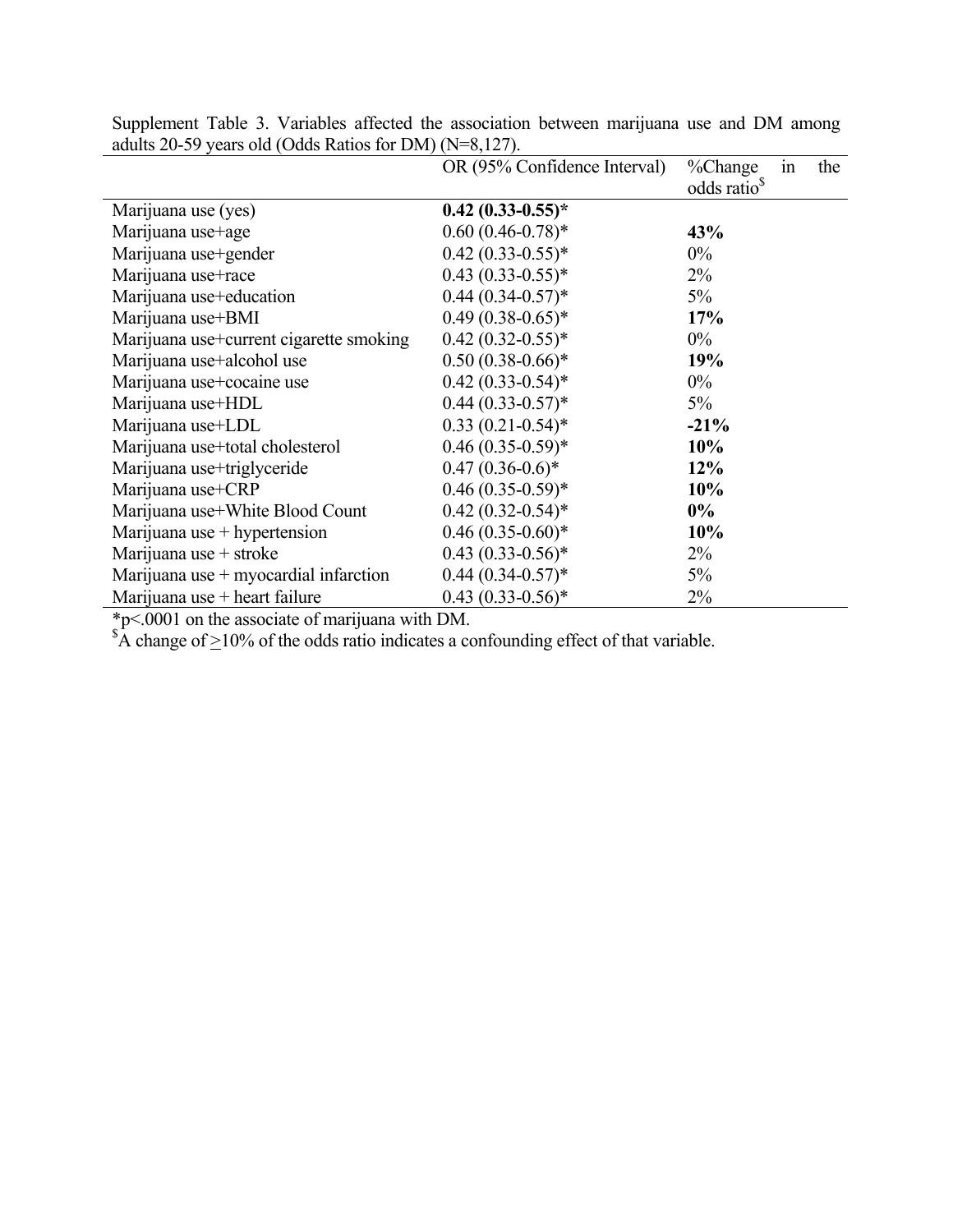Supplement Table 3. Variables affected the association between marijuana use and DM among adults 20-59 years old (Odds Ratios for DM) (N=8,127).

| | OR (95% Confidence Interval) | %Change in the odds ratio[$] |
|---|---|---|
| Marijuana use (yes) | **0.42 (0.33-0.55)*** | |
| Marijuana use+age | 0.60 (0.46-0.78)* | **43%** |
| Marijuana use+gender | 0.42 (0.33-0.55)* | 0% |
| Marijuana use+race | 0.43 (0.33-0.55)* | 2% |
| Marijuana use+education | 0.44 (0.34-0.57)* | 5% |
| Marijuana use+BMI | 0.49 (0.38-0.65)* | **17%** |
| Marijuana use+current cigarette smoking | 0.42 (0.32-0.55)* | 0% |
| Marijuana use+alcohol use | 0.50 (0.38-0.66)* | **19%** |
| Marijuana use+cocaine use | 0.42 (0.33-0.54)* | 0% |
| Marijuana use+HDL | 0.44 (0.33-0.57)* | 5% |
| Marijuana use+LDL | 0.33 (0.21-0.54)* | **-21%** |
| Marijuana use+total cholesterol | 0.46 (0.35-0.59)* | **10%** |
| Marijuana use+triglyceride | 0.47 (0.36-0.6)* | **12%** |
| Marijuana use+CRP | 0.46 (0.35-0.59)* | **10%** |
| Marijuana use+White Blood Count | 0.42 (0.32-0.54)* | **0%** |
| Marijuana use + hypertension | 0.46 (0.35-0.60)* | **10%** |
| Marijuana use + stroke | 0.43 (0.33-0.56)* | 2% |
| Marijuana use + myocardial infarction | 0.44 (0.34-0.57)* | 5% |
| Marijuana use + heart failure | 0.43 (0.33-0.56)* | 2% |

*p<.0001 on the associate of marijuana with DM.

[$]A change of $\geq$10% of the odds ratio indicates a confounding effect of that variable.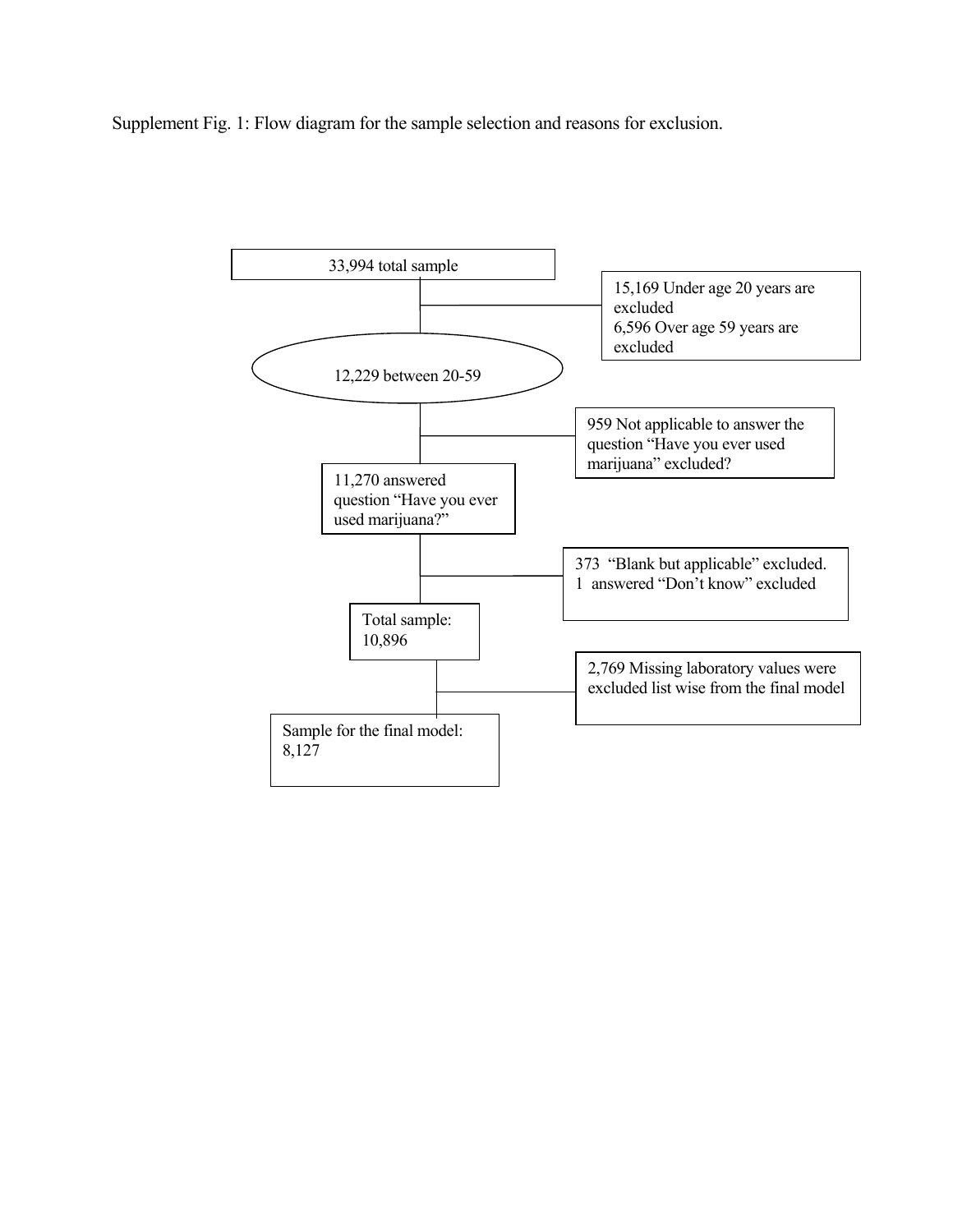Supplement Fig. 1: Flow diagram for the sample selection and reasons for exclusion.

33,994 total sample

15,169 Under age 20 years are excluded
6,596 Over age 59 years are excluded

12,229 between 20-59

959 Not applicable to answer the question "Have you ever used marijuana" excluded?

11,270 answered question "Have you ever used marijuana?"

373 "Blank but applicable" excluded.
1 answered "Don't know" excluded

Total sample: 10,896

2,769 Missing laboratory values were excluded list wise from the final model

Sample for the final model: 8,127